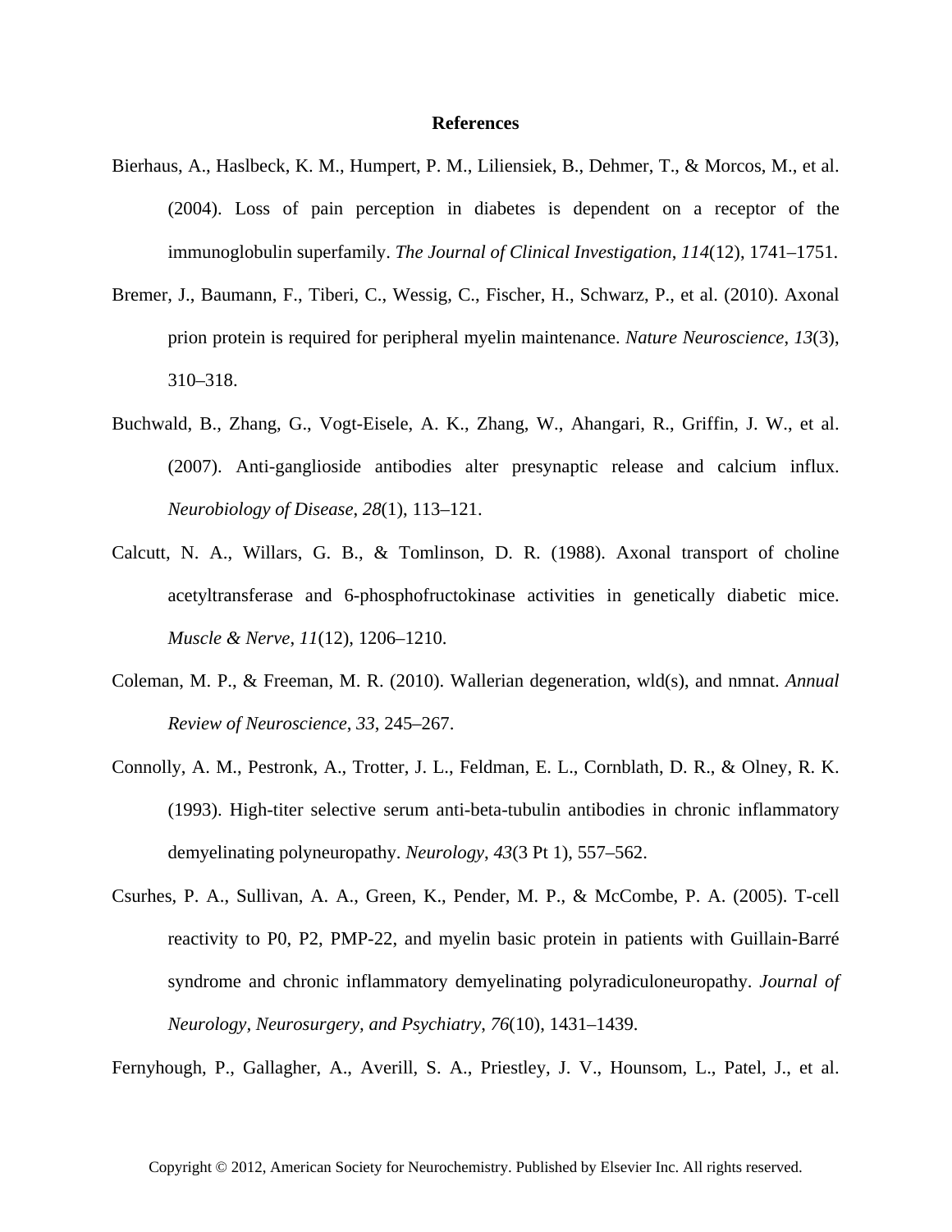# References

Bierhaus, A., Haslbeck, K. M., Humpert, P. M., Liliensiek, B., Dehmer, T., & Morcos, M., et al. (2004). Loss of pain perception in diabetes is dependent on a receptor of the immunoglobulin superfamily. *The Journal of Clinical Investigation*, *114*(12), 1741–1751.

Bremer, J., Baumann, F., Tiberi, C., Wessig, C., Fischer, H., Schwarz, P., et al. (2010). Axonal prion protein is required for peripheral myelin maintenance. *Nature Neuroscience*, *13*(3), 310–318.

Buchwald, B., Zhang, G., Vogt-Eisele, A. K., Zhang, W., Ahangari, R., Griffin, J. W., et al. (2007). Anti-ganglioside antibodies alter presynaptic release and calcium influx. *Neurobiology of Disease*, *28*(1), 113–121.

Calcutt, N. A., Willars, G. B., & Tomlinson, D. R. (1988). Axonal transport of choline acetyltransferase and 6-phosphofructokinase activities in genetically diabetic mice. *Muscle & Nerve*, *11*(12), 1206–1210.

Coleman, M. P., & Freeman, M. R. (2010). Wallerian degeneration, wld(s), and nmnat. *Annual Review of Neuroscience*, *33*, 245–267.

Connolly, A. M., Pestronk, A., Trotter, J. L., Feldman, E. L., Cornblath, D. R., & Olney, R. K. (1993). High-titer selective serum anti-beta-tubulin antibodies in chronic inflammatory demyelinating polyneuropathy. *Neurology*, *43*(3 Pt 1), 557–562.

Csurhes, P. A., Sullivan, A. A., Green, K., Pender, M. P., & McCombe, P. A. (2005). T-cell reactivity to P0, P2, PMP-22, and myelin basic protein in patients with Guillain-Barré syndrome and chronic inflammatory demyelinating polyradiculoneuropathy. *Journal of Neurology, Neurosurgery, and Psychiatry*, *76*(10), 1431–1439.

Fernyhough, P., Gallagher, A., Averill, S. A., Priestley, J. V., Hounsom, L., Patel, J., et al.

Copyright © 2012, American Society for Neurochemistry. Published by Elsevier Inc. All rights reserved.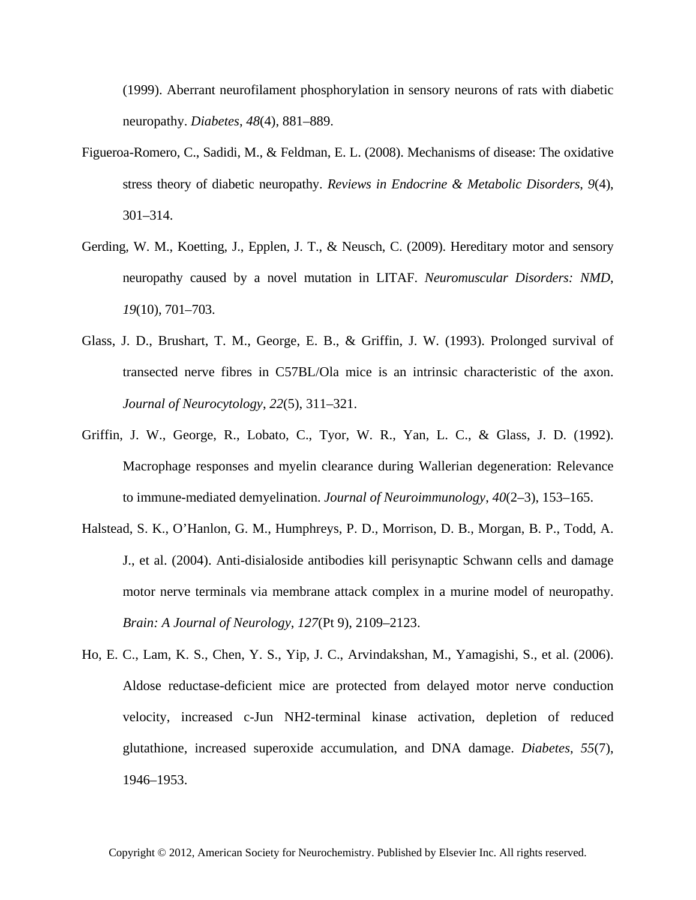(1999). Aberrant neurofilament phosphorylation in sensory neurons of rats with diabetic neuropathy. *Diabetes*, *48*(4), 881–889.

Figueroa-Romero, C., Sadidi, M., & Feldman, E. L. (2008). Mechanisms of disease: The oxidative stress theory of diabetic neuropathy. *Reviews in Endocrine & Metabolic Disorders*, *9*(4), 301–314.

Gerding, W. M., Koetting, J., Epplen, J. T., & Neusch, C. (2009). Hereditary motor and sensory neuropathy caused by a novel mutation in LITAF. *Neuromuscular Disorders: NMD*, *19*(10), 701–703.

Glass, J. D., Brushart, T. M., George, E. B., & Griffin, J. W. (1993). Prolonged survival of transected nerve fibres in C57BL/Ola mice is an intrinsic characteristic of the axon. *Journal of Neurocytology*, *22*(5), 311–321.

Griffin, J. W., George, R., Lobato, C., Tyor, W. R., Yan, L. C., & Glass, J. D. (1992). Macrophage responses and myelin clearance during Wallerian degeneration: Relevance to immune-mediated demyelination. *Journal of Neuroimmunology*, *40*(2–3), 153–165.

Halstead, S. K., O'Hanlon, G. M., Humphreys, P. D., Morrison, D. B., Morgan, B. P., Todd, A. J., et al. (2004). Anti-disialoside antibodies kill perisynaptic Schwann cells and damage motor nerve terminals via membrane attack complex in a murine model of neuropathy. *Brain: A Journal of Neurology*, *127*(Pt 9), 2109–2123.

Ho, E. C., Lam, K. S., Chen, Y. S., Yip, J. C., Arvindakshan, M., Yamagishi, S., et al. (2006). Aldose reductase-deficient mice are protected from delayed motor nerve conduction velocity, increased c-Jun NH2-terminal kinase activation, depletion of reduced glutathione, increased superoxide accumulation, and DNA damage. *Diabetes*, *55*(7), 1946–1953.

Copyright © 2012, American Society for Neurochemistry. Published by Elsevier Inc. All rights reserved.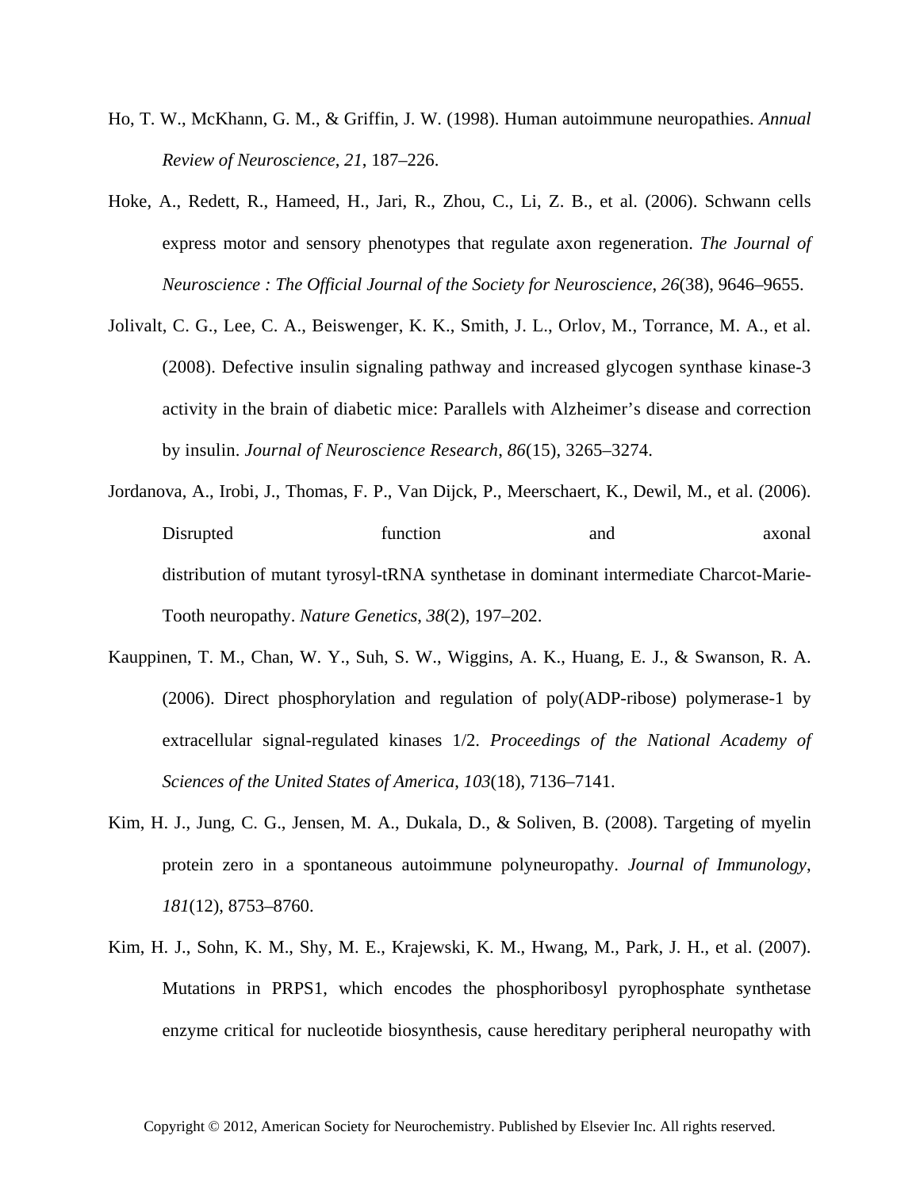Ho, T. W., McKhann, G. M., & Griffin, J. W. (1998). Human autoimmune neuropathies. *Annual Review of Neuroscience*, *21*, 187–226.

Hoke, A., Redett, R., Hameed, H., Jari, R., Zhou, C., Li, Z. B., et al. (2006). Schwann cells express motor and sensory phenotypes that regulate axon regeneration. *The Journal of Neuroscience : The Official Journal of the Society for Neuroscience*, *26*(38), 9646–9655.

Jolivalt, C. G., Lee, C. A., Beiswenger, K. K., Smith, J. L., Orlov, M., Torrance, M. A., et al. (2008). Defective insulin signaling pathway and increased glycogen synthase kinase-3 activity in the brain of diabetic mice: Parallels with Alzheimer's disease and correction by insulin. *Journal of Neuroscience Research*, *86*(15), 3265–3274.

Jordanova, A., Irobi, J., Thomas, F. P., Van Dijck, P., Meerschaert, K., Dewil, M., et al. (2006). Disrupted function and axonal distribution of mutant tyrosyl-tRNA synthetase in dominant intermediate Charcot-Marie-Tooth neuropathy. *Nature Genetics*, *38*(2), 197–202.

Kauppinen, T. M., Chan, W. Y., Suh, S. W., Wiggins, A. K., Huang, E. J., & Swanson, R. A. (2006). Direct phosphorylation and regulation of poly(ADP-ribose) polymerase-1 by extracellular signal-regulated kinases 1/2. *Proceedings of the National Academy of Sciences of the United States of America*, *103*(18), 7136–7141.

Kim, H. J., Jung, C. G., Jensen, M. A., Dukala, D., & Soliven, B. (2008). Targeting of myelin protein zero in a spontaneous autoimmune polyneuropathy. *Journal of Immunology*, *181*(12), 8753–8760.

Kim, H. J., Sohn, K. M., Shy, M. E., Krajewski, K. M., Hwang, M., Park, J. H., et al. (2007). Mutations in PRPS1, which encodes the phosphoribosyl pyrophosphate synthetase enzyme critical for nucleotide biosynthesis, cause hereditary peripheral neuropathy with

Copyright © 2012, American Society for Neurochemistry. Published by Elsevier Inc. All rights reserved.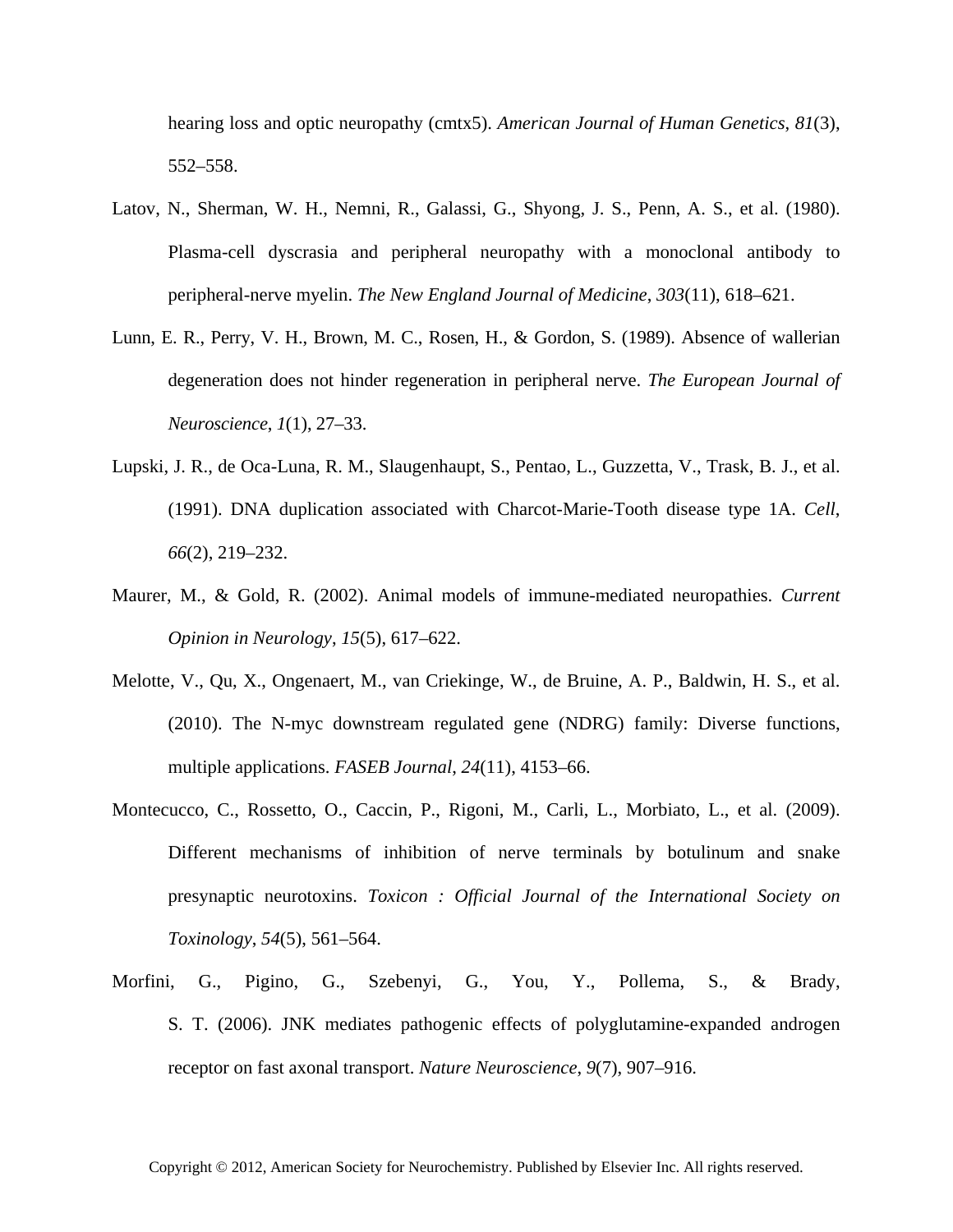hearing loss and optic neuropathy (cmtx5). *American Journal of Human Genetics*, *81*(3), 552–558.

Latov, N., Sherman, W. H., Nemni, R., Galassi, G., Shyong, J. S., Penn, A. S., et al. (1980). Plasma-cell dyscrasia and peripheral neuropathy with a monoclonal antibody to peripheral-nerve myelin. *The New England Journal of Medicine*, *303*(11), 618–621.

Lunn, E. R., Perry, V. H., Brown, M. C., Rosen, H., & Gordon, S. (1989). Absence of wallerian degeneration does not hinder regeneration in peripheral nerve. *The European Journal of Neuroscience*, *1*(1), 27–33.

Lupski, J. R., de Oca-Luna, R. M., Slaugenhaupt, S., Pentao, L., Guzzetta, V., Trask, B. J., et al. (1991). DNA duplication associated with Charcot-Marie-Tooth disease type 1A. *Cell*, *66*(2), 219–232.

Maurer, M., & Gold, R. (2002). Animal models of immune-mediated neuropathies. *Current Opinion in Neurology*, *15*(5), 617–622.

Melotte, V., Qu, X., Ongenaert, M., van Criekinge, W., de Bruine, A. P., Baldwin, H. S., et al. (2010). The N-myc downstream regulated gene (NDRG) family: Diverse functions, multiple applications. *FASEB Journal*, *24*(11), 4153–66.

Montecucco, C., Rossetto, O., Caccin, P., Rigoni, M., Carli, L., Morbiato, L., et al. (2009). Different mechanisms of inhibition of nerve terminals by botulinum and snake presynaptic neurotoxins. *Toxicon : Official Journal of the International Society on Toxinology*, *54*(5), 561–564.

Morfini, G., Pigino, G., Szebenyi, G., You, Y., Pollema, S., & Brady, S. T. (2006). JNK mediates pathogenic effects of polyglutamine-expanded androgen receptor on fast axonal transport. *Nature Neuroscience*, *9*(7), 907–916.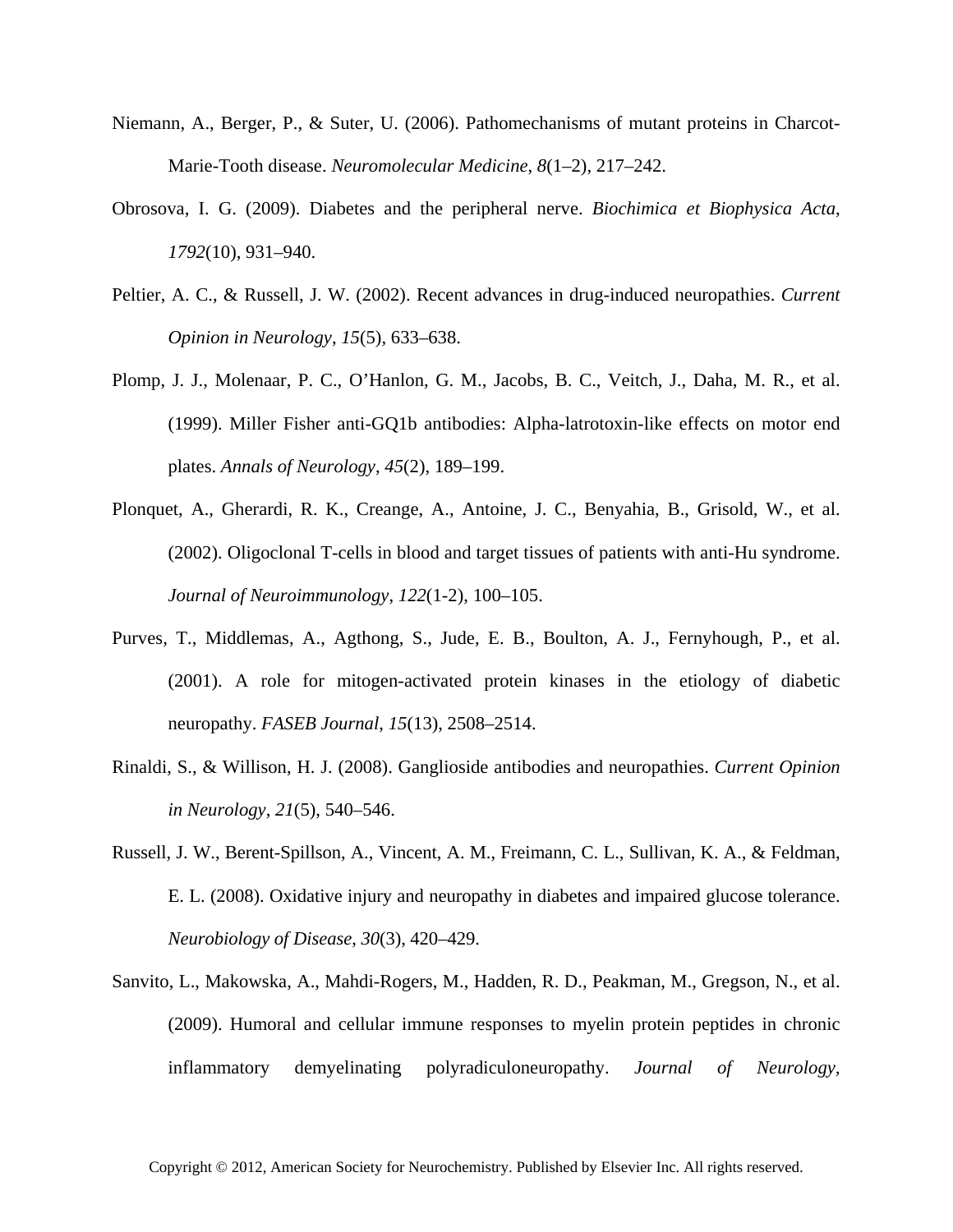Niemann, A., Berger, P., & Suter, U. (2006). Pathomechanisms of mutant proteins in Charcot-Marie-Tooth disease. *Neuromolecular Medicine*, *8*(1–2), 217–242.

Obrosova, I. G. (2009). Diabetes and the peripheral nerve. *Biochimica et Biophysica Acta, 1792*(10), 931–940.

Peltier, A. C., & Russell, J. W. (2002). Recent advances in drug-induced neuropathies. *Current Opinion in Neurology*, *15*(5), 633–638.

Plomp, J. J., Molenaar, P. C., O'Hanlon, G. M., Jacobs, B. C., Veitch, J., Daha, M. R., et al. (1999). Miller Fisher anti-GQ1b antibodies: Alpha-latrotoxin-like effects on motor end plates. *Annals of Neurology*, *45*(2), 189–199.

Plonquet, A., Gherardi, R. K., Creange, A., Antoine, J. C., Benyahia, B., Grisold, W., et al. (2002). Oligoclonal T-cells in blood and target tissues of patients with anti-Hu syndrome. *Journal of Neuroimmunology*, *122*(1-2), 100–105.

Purves, T., Middlemas, A., Agthong, S., Jude, E. B., Boulton, A. J., Fernyhough, P., et al. (2001). A role for mitogen-activated protein kinases in the etiology of diabetic neuropathy. *FASEB Journal*, *15*(13), 2508–2514.

Rinaldi, S., & Willison, H. J. (2008). Ganglioside antibodies and neuropathies. *Current Opinion in Neurology*, *21*(5), 540–546.

Russell, J. W., Berent-Spillson, A., Vincent, A. M., Freimann, C. L., Sullivan, K. A., & Feldman, E. L. (2008). Oxidative injury and neuropathy in diabetes and impaired glucose tolerance. *Neurobiology of Disease*, *30*(3), 420–429.

Sanvito, L., Makowska, A., Mahdi-Rogers, M., Hadden, R. D., Peakman, M., Gregson, N., et al. (2009). Humoral and cellular immune responses to myelin protein peptides in chronic inflammatory demyelinating polyradiculoneuropathy. *Journal of Neurology,*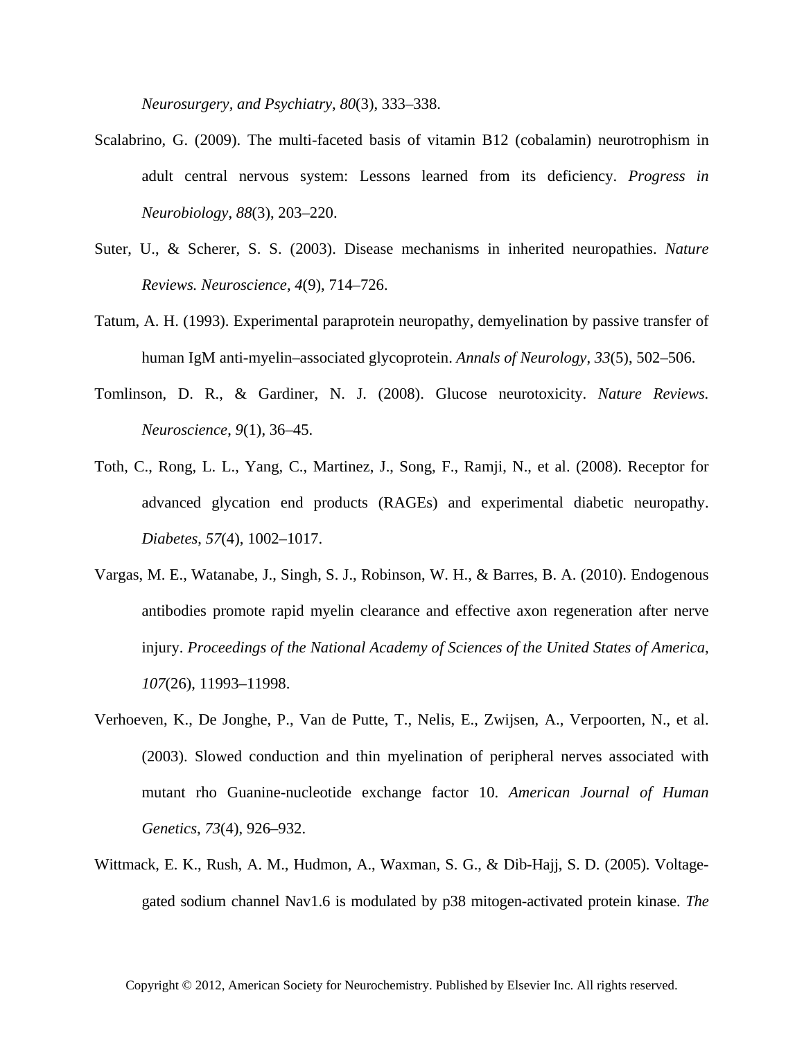*Neurosurgery, and Psychiatry*, *80*(3), 333–338.

Scalabrino, G. (2009). The multi-faceted basis of vitamin B12 (cobalamin) neurotrophism in adult central nervous system: Lessons learned from its deficiency. *Progress in Neurobiology*, *88*(3), 203–220.

Suter, U., & Scherer, S. S. (2003). Disease mechanisms in inherited neuropathies. *Nature Reviews. Neuroscience*, *4*(9), 714–726.

Tatum, A. H. (1993). Experimental paraprotein neuropathy, demyelination by passive transfer of human IgM anti-myelin–associated glycoprotein. *Annals of Neurology*, *33*(5), 502–506.

Tomlinson, D. R., & Gardiner, N. J. (2008). Glucose neurotoxicity. *Nature Reviews. Neuroscience*, *9*(1), 36–45.

Toth, C., Rong, L. L., Yang, C., Martinez, J., Song, F., Ramji, N., et al. (2008). Receptor for advanced glycation end products (RAGEs) and experimental diabetic neuropathy. *Diabetes*, *57*(4), 1002–1017.

Vargas, M. E., Watanabe, J., Singh, S. J., Robinson, W. H., & Barres, B. A. (2010). Endogenous antibodies promote rapid myelin clearance and effective axon regeneration after nerve injury. *Proceedings of the National Academy of Sciences of the United States of America*, *107*(26), 11993–11998.

Verhoeven, K., De Jonghe, P., Van de Putte, T., Nelis, E., Zwijsen, A., Verpoorten, N., et al. (2003). Slowed conduction and thin myelination of peripheral nerves associated with mutant rho Guanine-nucleotide exchange factor 10. *American Journal of Human Genetics*, *73*(4), 926–932.

Wittmack, E. K., Rush, A. M., Hudmon, A., Waxman, S. G., & Dib-Hajj, S. D. (2005). Voltage-gated sodium channel Nav1.6 is modulated by p38 mitogen-activated protein kinase. *The*

Copyright © 2012, American Society for Neurochemistry. Published by Elsevier Inc. All rights reserved.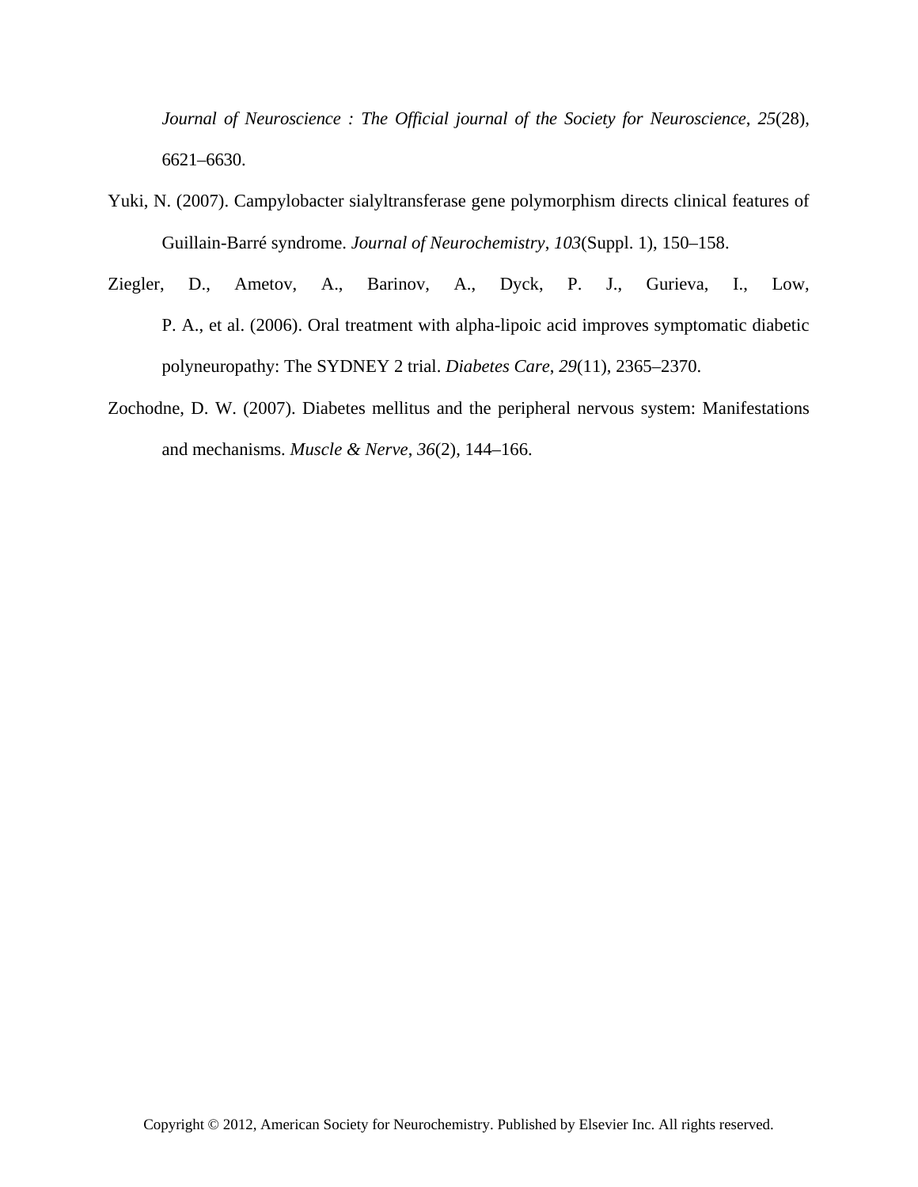*Journal of Neuroscience : The Official journal of the Society for Neuroscience*, *25*(28), 6621–6630.

Yuki, N. (2007). Campylobacter sialyltransferase gene polymorphism directs clinical features of Guillain-Barré syndrome. *Journal of Neurochemistry*, *103*(Suppl. 1), 150–158.

Ziegler, D., Ametov, A., Barinov, A., Dyck, P. J., Gurieva, I., Low, P. A., et al. (2006). Oral treatment with alpha-lipoic acid improves symptomatic diabetic polyneuropathy: The SYDNEY 2 trial. *Diabetes Care*, *29*(11), 2365–2370.

Zochodne, D. W. (2007). Diabetes mellitus and the peripheral nervous system: Manifestations and mechanisms. *Muscle & Nerve*, *36*(2), 144–166.

Copyright © 2012, American Society for Neurochemistry. Published by Elsevier Inc. All rights reserved.